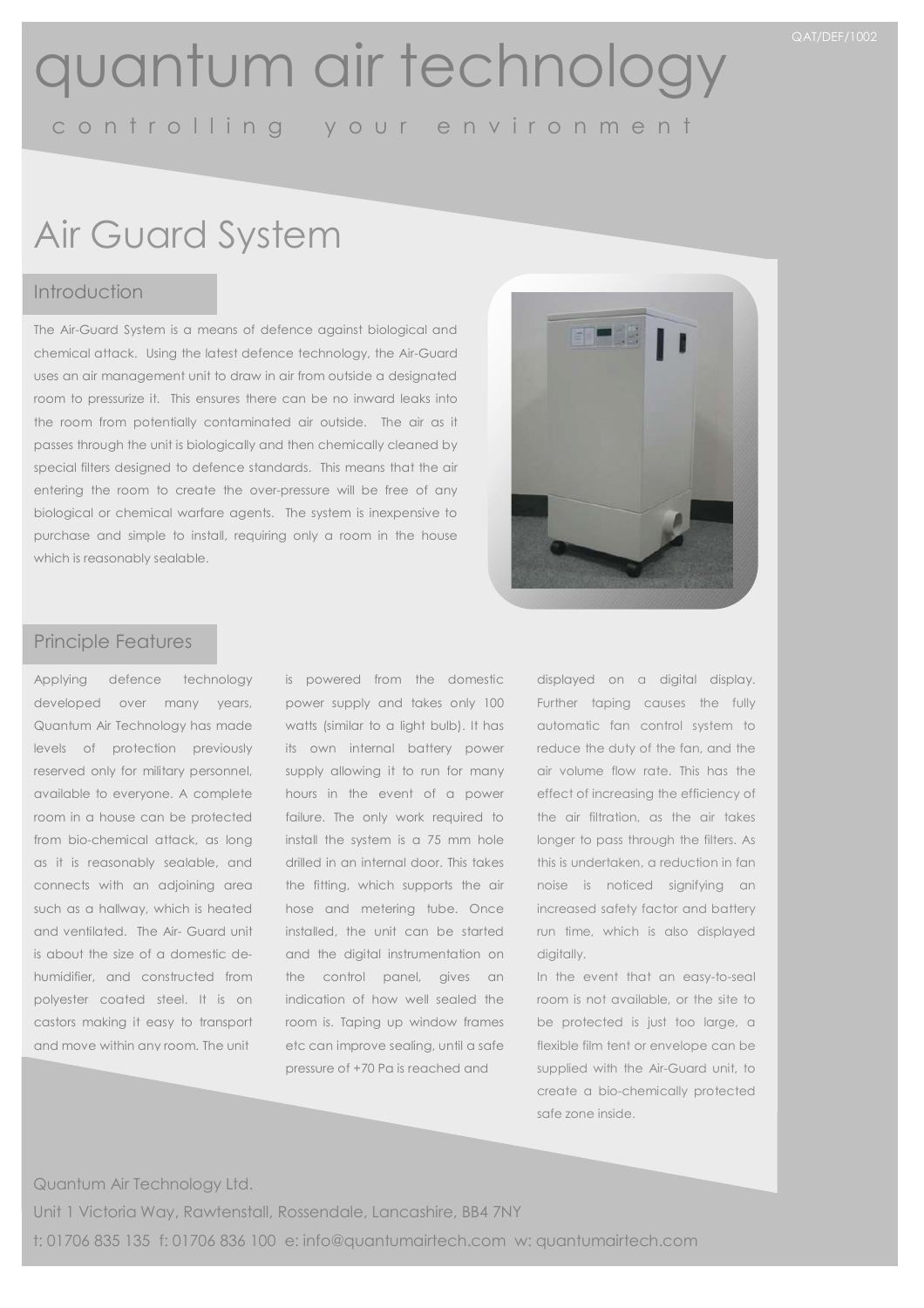QAT/DEF/1002

# quantum air technology

controlling your environment

## Air Guard System

### Introduction

The Air-Guard System is a means of defence against biological and chemical attack. Using the latest defence technology, the Air-Guard uses an air management unit to draw in air from outside a designated room to pressurize it. This ensures there can be no inward leaks into the room from potentially contaminated air outside. The air as it passes through the unit is biologically and then chemically cleaned by special filters designed to defence standards. This means that the air entering the room to create the over-pressure will be free of any biological or chemical warfare agents. The system is inexpensive to purchase and simple to install, requiring only a room in the house which is reasonably sealable.

### Principle Features

Applying defence technology developed over many years, Quantum Air Technology has made levels of protection previously reserved only for military personnel, available to everyone. A complete room in a house can be protected from bio-chemical attack, as long as it is reasonably sealable, and connects with an adjoining area such as a hallway, which is heated and ventilated. The Air- Guard unit is about the size of a domestic de-humidifier, and constructed from polyester coated steel. It is on castors making it easy to transport and move within any room. The unit is powered from the domestic power supply and takes only 100 watts (similar to a light bulb). It has its own internal battery power supply allowing it to run for many hours in the event of a power failure. The only work required to install the system is a 75 mm hole drilled in an internal door. This takes the fitting, which supports the air hose and metering tube. Once installed, the unit can be started and the digital instrumentation on the control panel, gives an indication of how well sealed the room is. Taping up window frames etc can improve sealing, until a safe pressure of +70 Pa is reached and displayed on a digital display. Further taping causes the fully automatic fan control system to reduce the duty of the fan, and the air volume flow rate. This has the effect of increasing the efficiency of the air filtration, as the air takes longer to pass through the filters. As this is undertaken, a reduction in fan noise is noticed signifying an increased safety factor and battery run time, which is also displayed digitally.

In the event that an easy-to-seal room is not available, or the site to be protected is just too large, a flexible film tent or envelope can be supplied with the Air-Guard unit, to create a bio-chemically protected safe zone inside.

Quantum Air Technology Ltd.

Unit 1 Victoria Way, Rawtenstall, Rossendale, Lancashire, BB4 7NY

t: 01706 835 135 f: 01706 836 100 e: info@quantumairtech.com w: quantumairtech.com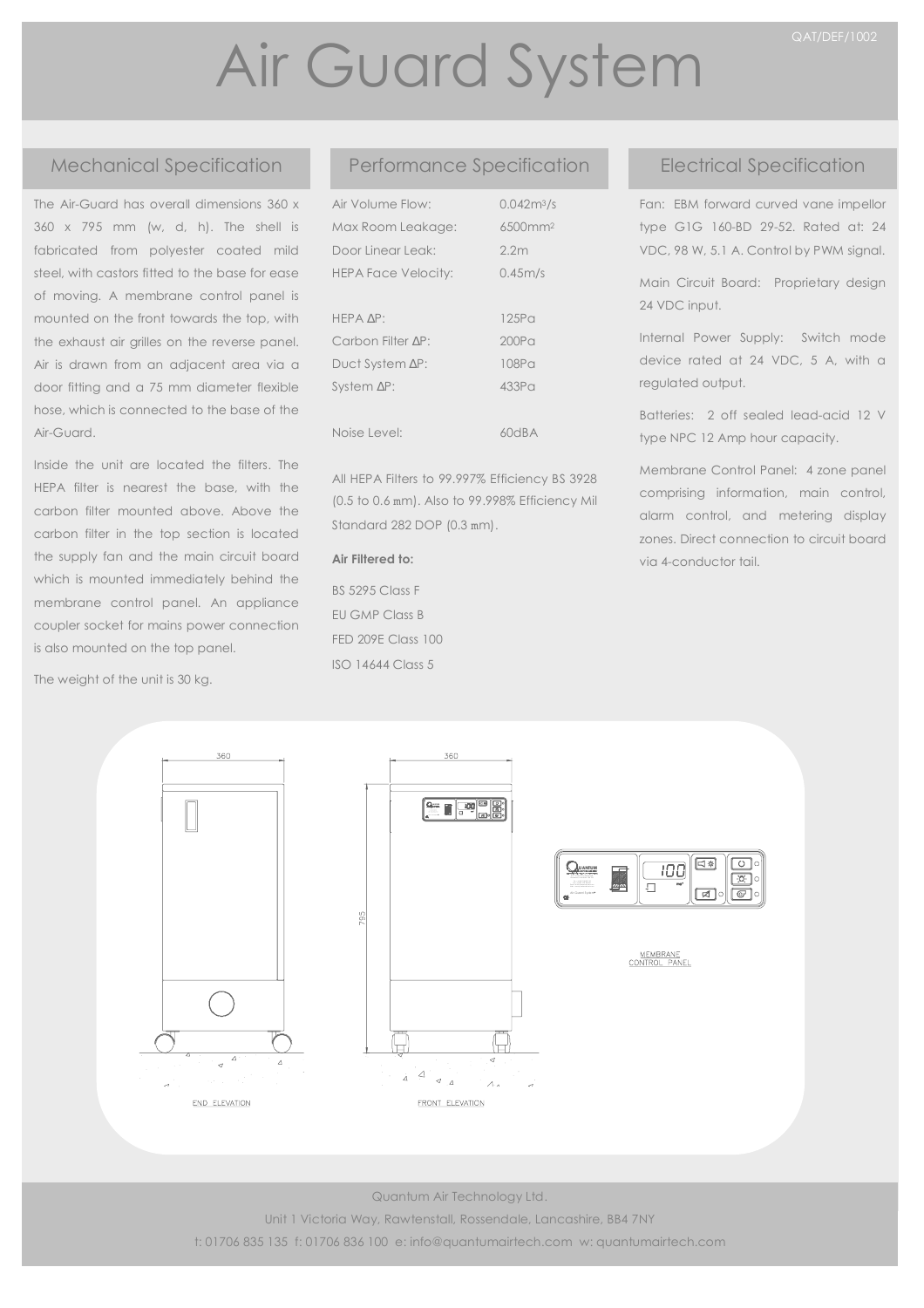QAT/DEF/1002

# Air Guard System

## Mechanical Specification

The Air-Guard has overall dimensions 360 x 360 x 795 mm (w, d, h). The shell is fabricated from polyester coated mild steel, with castors fitted to the base for ease of moving. A membrane control panel is mounted on the front towards the top, with the exhaust air grilles on the reverse panel. Air is drawn from an adjacent area via a door fitting and a 75 mm diameter flexible hose, which is connected to the base of the Air-Guard.

Inside the unit are located the filters. The HEPA filter is nearest the base, with the carbon filter mounted above. Above the carbon filter in the top section is located the supply fan and the main circuit board which is mounted immediately behind the membrane control panel. An appliance coupler socket for mains power connection is also mounted on the top panel.

The weight of the unit is 30 kg.

## Performance Specification

| | |
|---|---|
| Air Volume Flow: | $0.042m^3/s$ |
| Max Room Leakage: | $6500mm^2$ |
| Door Linear Leak: | 2.2m |
| HEPA Face Velocity: | 0.45m/s |
| HEPA ΔP: | 125Pa |
| Carbon Filter ΔP: | 200Pa |
| Duct System ΔP: | 108Pa |
| System ΔP: | 433Pa |
| Noise Level: | 60dBA |

All HEPA Filters to 99.997% Efficiency BS 3928 (0.5 to 0.6 mm). Also to 99.998% Efficiency Mil Standard 282 DOP (0.3 mm).

**Air Filtered to:**

BS 5295 Class F

EU GMP Class B

FED 209E Class 100

ISO 14644 Class 5

## Electrical Specification

Fan: EBM forward curved vane impellor type G1G 160-BD 29-52. Rated at: 24 VDC, 98 W, 5.1 A. Control by PWM signal.

Main Circuit Board: Proprietary design 24 VDC input.

Internal Power Supply: Switch mode device rated at 24 VDC, 5 A, with a regulated output.

Batteries: 2 off sealed lead-acid 12 V type NPC 12 Amp hour capacity.

Membrane Control Panel: 4 zone panel comprising information, main control, alarm control, and metering display zones. Direct connection to circuit board via 4-conductor tail.

360

END ELEVATION

360

795

FRONT ELEVATION

MEMBRANE CONTROL PANEL

Quantum Air Technology Ltd.

Unit 1 Victoria Way, Rawtenstall, Rossendale, Lancashire, BB4 7NY

t: 01706 835 135 f: 01706 836 100 e: info@quantumairtech.com w: quantumairtech.com